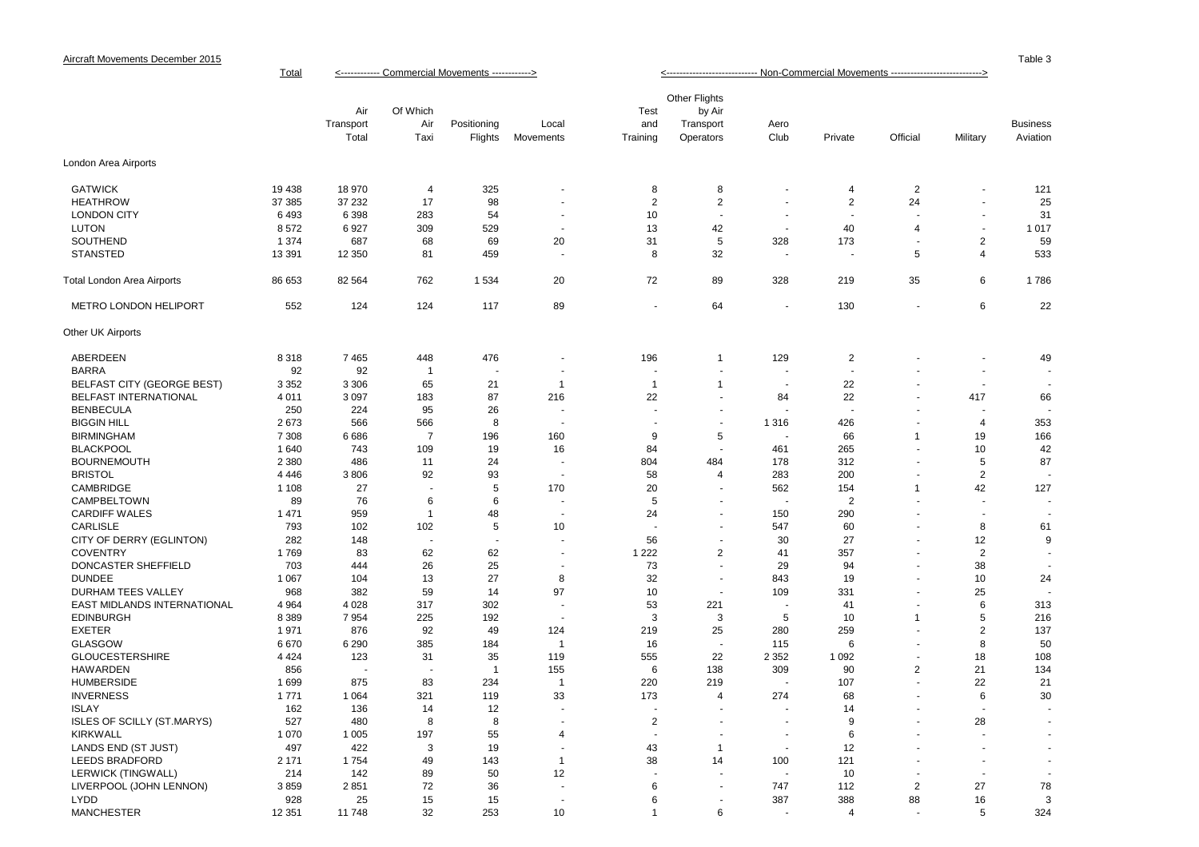Aircraft Movements December 2015

Table 3

| | Total | Commercial Movements | | | | Non-Commercial Movements | | | | | | |
|---|---|---|---|---|---|---|---|---|---|---|---|---|
| | | Air Transport Total | Of Which Air Taxi | Positioning Flights | Local Movements | Test and Training | Other Flights by Air Transport Operators | Aero Club | Private | Official | Military | Business Aviation |
| **London Area Airports** | | | | | | | | | | | | |
| GATWICK | 19 438 | 18 970 | 4 | 325 | - | 8 | 8 | - | 4 | 2 | - | 121 |
| HEATHROW | 37 385 | 37 232 | 17 | 98 | - | 2 | 2 | - | 2 | 24 | - | 25 |
| LONDON CITY | 6 493 | 6 398 | 283 | 54 | - | 10 | - | - | - | - | - | 31 |
| LUTON | 8 572 | 6 927 | 309 | 529 | - | 13 | 42 | - | 40 | 4 | - | 1 017 |
| SOUTHEND | 1 374 | 687 | 68 | 69 | 20 | 31 | 5 | 328 | 173 | - | 2 | 59 |
| STANSTED | 13 391 | 12 350 | 81 | 459 | - | 8 | 32 | - | - | 5 | 4 | 533 |
| Total London Area Airports | 86 653 | 82 564 | 762 | 1 534 | 20 | 72 | 89 | 328 | 219 | 35 | 6 | 1 786 |
| METRO LONDON HELIPORT | 552 | 124 | 124 | 117 | 89 | - | 64 | - | 130 | - | 6 | 22 |
| **Other UK Airports** | | | | | | | | | | | | |
| ABERDEEN | 8 318 | 7 465 | 448 | 476 | - | 196 | 1 | 129 | 2 | - | - | 49 |
| BARRA | 92 | 92 | 1 | - | - | - | - | - | - | - | - | - |
| BELFAST CITY (GEORGE BEST) | 3 352 | 3 306 | 65 | 21 | 1 | 1 | 1 | - | 22 | - | - | - |
| BELFAST INTERNATIONAL | 4 011 | 3 097 | 183 | 87 | 216 | 22 | - | 84 | 22 | - | 417 | 66 |
| BENBECULA | 250 | 224 | 95 | 26 | - | - | - | - | - | - | - | - |
| BIGGIN HILL | 2 673 | 566 | 566 | 8 | - | - | - | 1 316 | 426 | - | 4 | 353 |
| BIRMINGHAM | 7 308 | 6 686 | 7 | 196 | 160 | 9 | 5 | - | 66 | 1 | 19 | 166 |
| BLACKPOOL | 1 640 | 743 | 109 | 19 | 16 | 84 | - | 461 | 265 | - | 10 | 42 |
| BOURNEMOUTH | 2 380 | 486 | 11 | 24 | - | 804 | 484 | 178 | 312 | - | 5 | 87 |
| BRISTOL | 4 446 | 3 806 | 92 | 93 | - | 58 | 4 | 283 | 200 | - | 2 | - |
| CAMBRIDGE | 1 108 | 27 | - | 5 | 170 | 20 | - | 562 | 154 | 1 | 42 | 127 |
| CAMPBELTOWN | 89 | 76 | 6 | 6 | - | 5 | - | - | 2 | - | - | - |
| CARDIFF WALES | 1 471 | 959 | 1 | 48 | - | 24 | - | 150 | 290 | - | - | - |
| CARLISLE | 793 | 102 | 102 | 5 | 10 | - | - | 547 | 60 | - | 8 | 61 |
| CITY OF DERRY (EGLINTON) | 282 | 148 | - | - | - | 56 | - | 30 | 27 | - | 12 | 9 |
| COVENTRY | 1 769 | 83 | 62 | 62 | - | 1 222 | 2 | 41 | 357 | - | 2 | - |
| DONCASTER SHEFFIELD | 703 | 444 | 26 | 25 | - | 73 | - | 29 | 94 | - | 38 | - |
| DUNDEE | 1 067 | 104 | 13 | 27 | 8 | 32 | - | 843 | 19 | - | 10 | 24 |
| DURHAM TEES VALLEY | 968 | 382 | 59 | 14 | 97 | 10 | - | 109 | 331 | - | 25 | - |
| EAST MIDLANDS INTERNATIONAL | 4 964 | 4 028 | 317 | 302 | - | 53 | 221 | - | 41 | - | 6 | 313 |
| EDINBURGH | 8 389 | 7 954 | 225 | 192 | - | 3 | 3 | 5 | 10 | 1 | 5 | 216 |
| EXETER | 1 971 | 876 | 92 | 49 | 124 | 219 | 25 | 280 | 259 | - | 2 | 137 |
| GLASGOW | 6 670 | 6 290 | 385 | 184 | 1 | 16 | - | 115 | 6 | - | 8 | 50 |
| GLOUCESTERSHIRE | 4 424 | 123 | 31 | 35 | 119 | 555 | 22 | 2 352 | 1 092 | - | 18 | 108 |
| HAWARDEN | 856 | - | - | 1 | 155 | 6 | 138 | 309 | 90 | 2 | 21 | 134 |
| HUMBERSIDE | 1 699 | 875 | 83 | 234 | 1 | 220 | 219 | - | 107 | - | 22 | 21 |
| INVERNESS | 1 771 | 1 064 | 321 | 119 | 33 | 173 | 4 | 274 | 68 | - | 6 | 30 |
| ISLAY | 162 | 136 | 14 | 12 | - | - | - | - | 14 | - | - | - |
| ISLES OF SCILLY (ST.MARYS) | 527 | 480 | 8 | 8 | - | 2 | - | - | 9 | - | 28 | - |
| KIRKWALL | 1 070 | 1 005 | 197 | 55 | 4 | - | - | - | 6 | - | - | - |
| LANDS END (ST JUST) | 497 | 422 | 3 | 19 | - | 43 | 1 | - | 12 | - | - | - |
| LEEDS BRADFORD | 2 171 | 1 754 | 49 | 143 | 1 | 38 | 14 | 100 | 121 | - | - | - |
| LERWICK (TINGWALL) | 214 | 142 | 89 | 50 | 12 | - | - | - | 10 | - | - | - |
| LIVERPOOL (JOHN LENNON) | 3 859 | 2 851 | 72 | 36 | - | 6 | - | 747 | 112 | 2 | 27 | 78 |
| LYDD | 928 | 25 | 15 | 15 | - | 6 | - | 387 | 388 | 88 | 16 | 3 |
| MANCHESTER | 12 351 | 11 748 | 32 | 253 | 10 | 1 | 6 | - | 4 | - | 5 | 324 |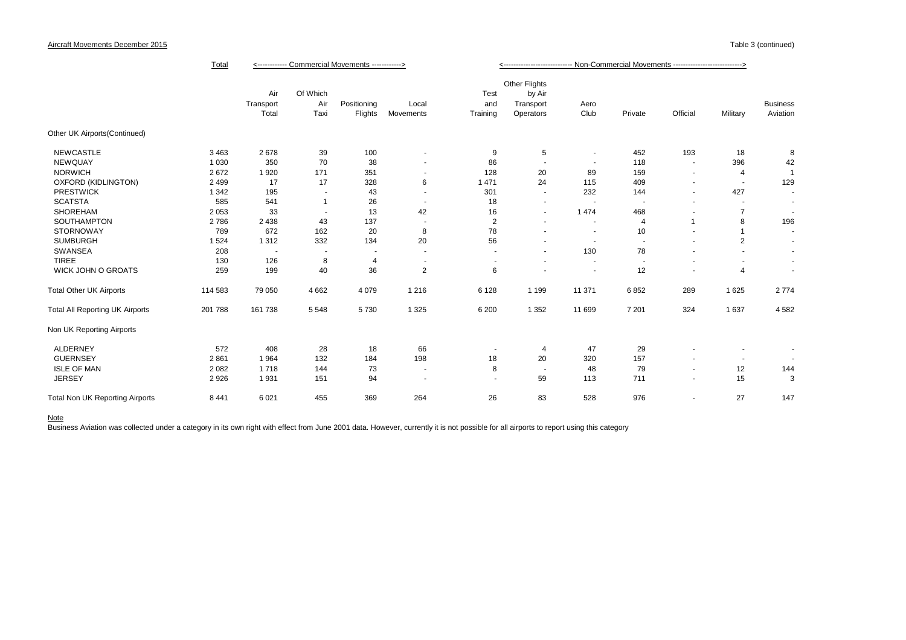Aircraft Movements December 2015

Table 3 (continued)

| | Total | <------------ Commercial Movements ------------> | | | | <--------------------------- Non-Commercial Movements ---------------------------> | | | | | | |
|---|---|---|---|---|---|---|---|---|---|---|---|---|
| | | Air Transport Total | Of Which Air Taxi | Positioning Flights | Local Movements | Test and Training | Other Flights by Air Transport Operators | Aero Club | Private | Official | Military | Business Aviation |
| Other UK Airports(Continued) | | | | | | | | | | | | |
| NEWCASTLE | 3 463 | 2 678 | 39 | 100 | - | 9 | 5 | - | 452 | 193 | 18 | 8 |
| NEWQUAY | 1 030 | 350 | 70 | 38 | - | 86 | - | - | 118 | - | 396 | 42 |
| NORWICH | 2 672 | 1 920 | 171 | 351 | - | 128 | 20 | 89 | 159 | - | 4 | 1 |
| OXFORD (KIDLINGTON) | 2 499 | 17 | 17 | 328 | 6 | 1 471 | 24 | 115 | 409 | - | - | 129 |
| PRESTWICK | 1 342 | 195 | - | 43 | - | 301 | - | 232 | 144 | - | 427 | - |
| SCATSTA | 585 | 541 | 1 | 26 | - | 18 | - | - | - | - | - | - |
| SHOREHAM | 2 053 | 33 | - | 13 | 42 | 16 | - | 1 474 | 468 | - | 7 | - |
| SOUTHAMPTON | 2 786 | 2 438 | 43 | 137 | - | 2 | - | - | 4 | 1 | 8 | 196 |
| STORNOWAY | 789 | 672 | 162 | 20 | 8 | 78 | - | - | 10 | - | 1 | - |
| SUMBURGH | 1 524 | 1 312 | 332 | 134 | 20 | 56 | - | - | - | - | 2 | - |
| SWANSEA | 208 | - | - | - | - | - | - | 130 | 78 | - | - | - |
| TIREE | 130 | 126 | 8 | 4 | - | - | - | - | - | - | - | - |
| WICK JOHN O GROATS | 259 | 199 | 40 | 36 | 2 | 6 | - | - | 12 | - | 4 | - |
| Total Other UK Airports | 114 583 | 79 050 | 4 662 | 4 079 | 1 216 | 6 128 | 1 199 | 11 371 | 6 852 | 289 | 1 625 | 2 774 |
| Total All Reporting UK Airports | 201 788 | 161 738 | 5 548 | 5 730 | 1 325 | 6 200 | 1 352 | 11 699 | 7 201 | 324 | 1 637 | 4 582 |
| Non UK Reporting Airports | | | | | | | | | | | | |
| ALDERNEY | 572 | 408 | 28 | 18 | 66 | - | 4 | 47 | 29 | - | - | - |
| GUERNSEY | 2 861 | 1 964 | 132 | 184 | 198 | 18 | 20 | 320 | 157 | - | - | - |
| ISLE OF MAN | 2 082 | 1 718 | 144 | 73 | - | 8 | - | 48 | 79 | - | 12 | 144 |
| JERSEY | 2 926 | 1 931 | 151 | 94 | - | - | 59 | 113 | 711 | - | 15 | 3 |
| Total Non UK Reporting Airports | 8 441 | 6 021 | 455 | 369 | 264 | 26 | 83 | 528 | 976 | - | 27 | 147 |

Note

Business Aviation was collected under a category in its own right with effect from June 2001 data. However, currently it is not possible for all airports to report using this category